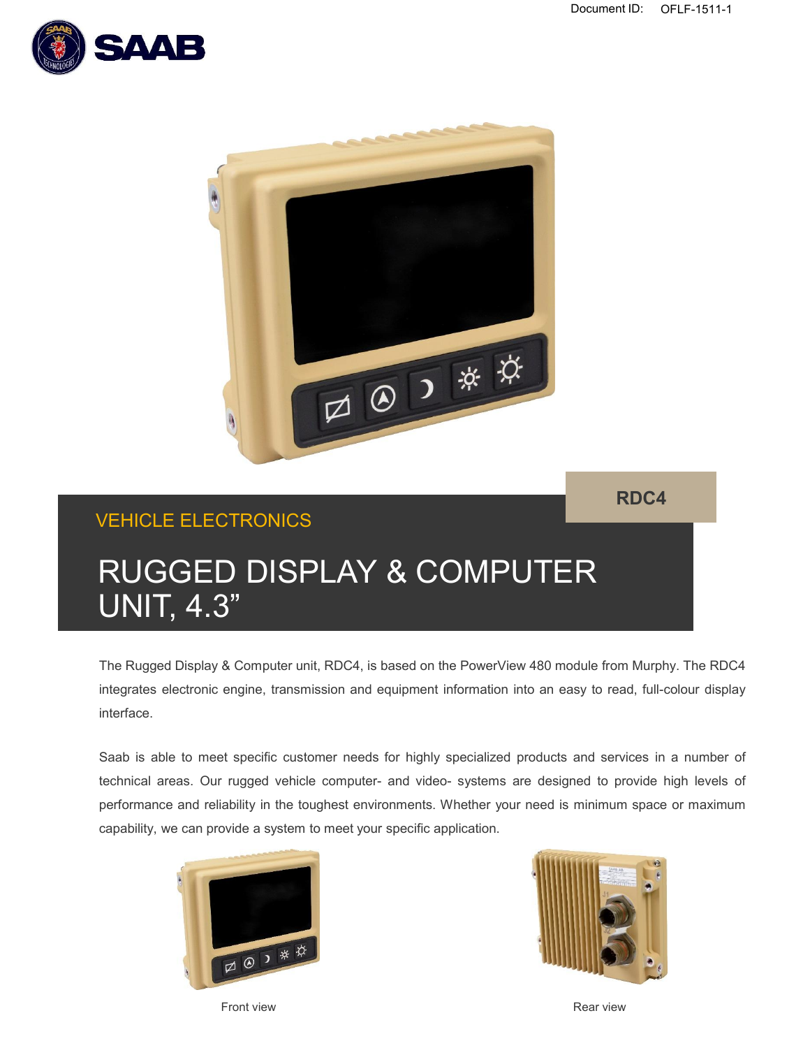Document ID: OFLF-1511-1

RDC4

VEHICLE ELECTRONICS

# RUGGED DISPLAY & COMPUTER UNIT, 4.3”

The Rugged Display & Computer unit, RDC4, is based on the PowerView 480 module from Murphy. The RDC4 integrates electronic engine, transmission and equipment information into an easy to read, full-colour display interface.

Saab is able to meet specific customer needs for highly specialized products and services in a number of technical areas. Our rugged vehicle computer- and video- systems are designed to provide high levels of performance and reliability in the toughest environments. Whether your need is minimum space or maximum capability, we can provide a system to meet your specific application.

Front view

Rear view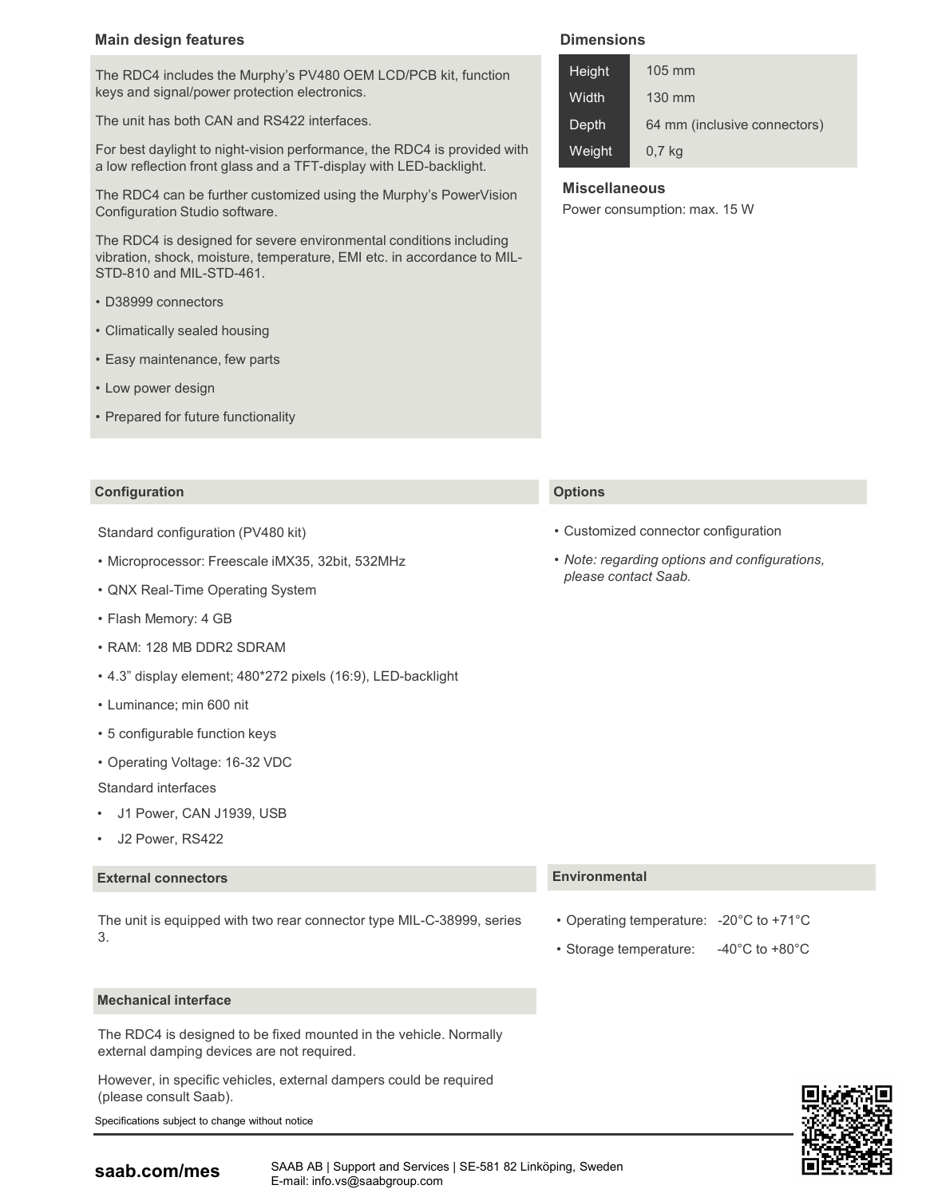## Main design features

The RDC4 includes the Murphy's PV480 OEM LCD/PCB kit, function keys and signal/power protection electronics.

The unit has both CAN and RS422 interfaces.

For best daylight to night-vision performance, the RDC4 is provided with a low reflection front glass and a TFT-display with LED-backlight.

The RDC4 can be further customized using the Murphy's PowerVision Configuration Studio software.

The RDC4 is designed for severe environmental conditions including vibration, shock, moisture, temperature, EMI etc. in accordance to MIL-STD-810 and MIL-STD-461.

- D38999 connectors
- Climatically sealed housing
- Easy maintenance, few parts
- Low power design
- Prepared for future functionality

## Dimensions

| | |
|---|---|
| Height | 105 mm |
| Width | 130 mm |
| Depth | 64 mm (inclusive connectors) |
| Weight | 0,7 kg |

### Miscellaneous

Power consumption: max. 15 W

## Configuration

Standard configuration (PV480 kit)

- Microprocessor: Freescale iMX35, 32bit, 532MHz
- QNX Real-Time Operating System
- Flash Memory: 4 GB
- RAM: 128 MB DDR2 SDRAM
- 4.3" display element; 480*272 pixels (16:9), LED-backlight
- Luminance; min 600 nit
- 5 configurable function keys
- Operating Voltage: 16-32 VDC

Standard interfaces

- J1 Power, CAN J1939, USB
- J2 Power, RS422

## Options

- Customized connector configuration
- *Note: regarding options and configurations, please contact Saab.*

## External connectors

The unit is equipped with two rear connector type MIL-C-38999, series 3.

## Environmental

- Operating temperature: -20°C to +71°C
- Storage temperature: -40°C to +80°C

## Mechanical interface

The RDC4 is designed to be fixed mounted in the vehicle. Normally external damping devices are not required.

However, in specific vehicles, external dampers could be required (please consult Saab).

Specifications subject to change without notice

**saab.com/mes**

SAAB AB | Support and Services | SE-581 82 Linköping, Sweden
E-mail: info.vs@saabgroup.com